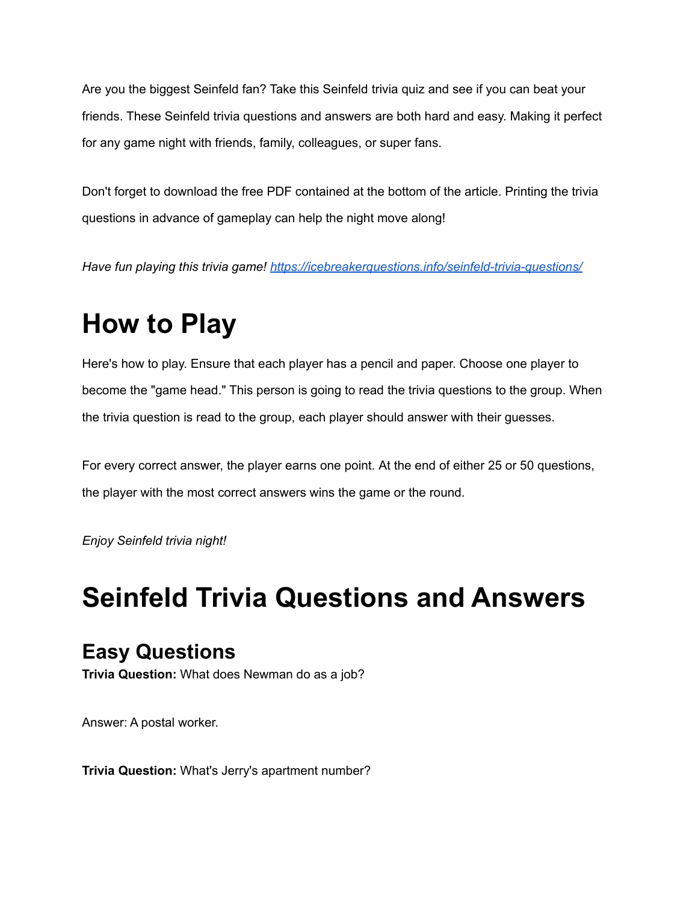Are you the biggest Seinfeld fan? Take this Seinfeld trivia quiz and see if you can beat your friends. These Seinfeld trivia questions and answers are both hard and easy. Making it perfect for any game night with friends, family, colleagues, or super fans.

Don't forget to download the free PDF contained at the bottom of the article. Printing the trivia questions in advance of gameplay can help the night move along!

*Have fun playing this trivia game!* [https://icebreakerquestions.info/seinfeld-trivia-questions/](https://icebreakerquestions.info/seinfeld-trivia-questions/)

# How to Play

Here's how to play. Ensure that each player has a pencil and paper. Choose one player to become the "game head." This person is going to read the trivia questions to the group. When the trivia question is read to the group, each player should answer with their guesses.

For every correct answer, the player earns one point. At the end of either 25 or 50 questions, the player with the most correct answers wins the game or the round.

*Enjoy Seinfeld trivia night!*

# Seinfeld Trivia Questions and Answers

## Easy Questions

**Trivia Question:** What does Newman do as a job?

Answer: A postal worker.

**Trivia Question:** What's Jerry's apartment number?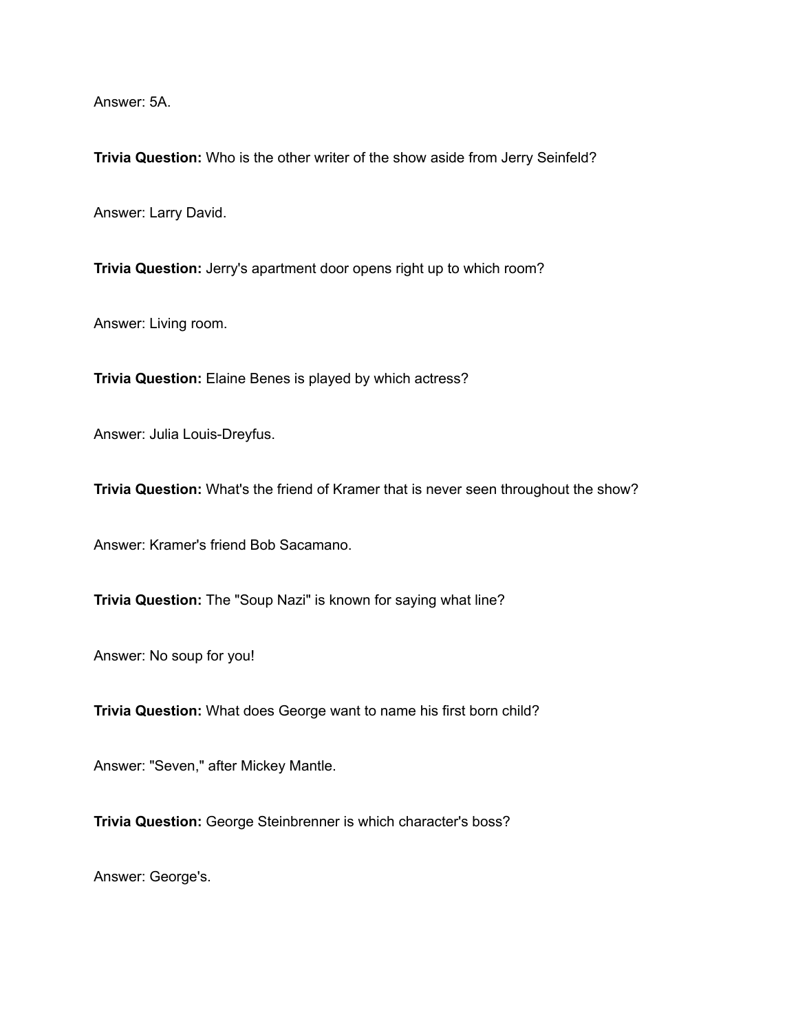Answer: 5A.

**Trivia Question:** Who is the other writer of the show aside from Jerry Seinfeld?

Answer: Larry David.

**Trivia Question:** Jerry's apartment door opens right up to which room?

Answer: Living room.

**Trivia Question:** Elaine Benes is played by which actress?

Answer: Julia Louis-Dreyfus.

**Trivia Question:** What's the friend of Kramer that is never seen throughout the show?

Answer: Kramer's friend Bob Sacamano.

**Trivia Question:** The "Soup Nazi" is known for saying what line?

Answer: No soup for you!

**Trivia Question:** What does George want to name his first born child?

Answer: "Seven," after Mickey Mantle.

**Trivia Question:** George Steinbrenner is which character's boss?

Answer: George's.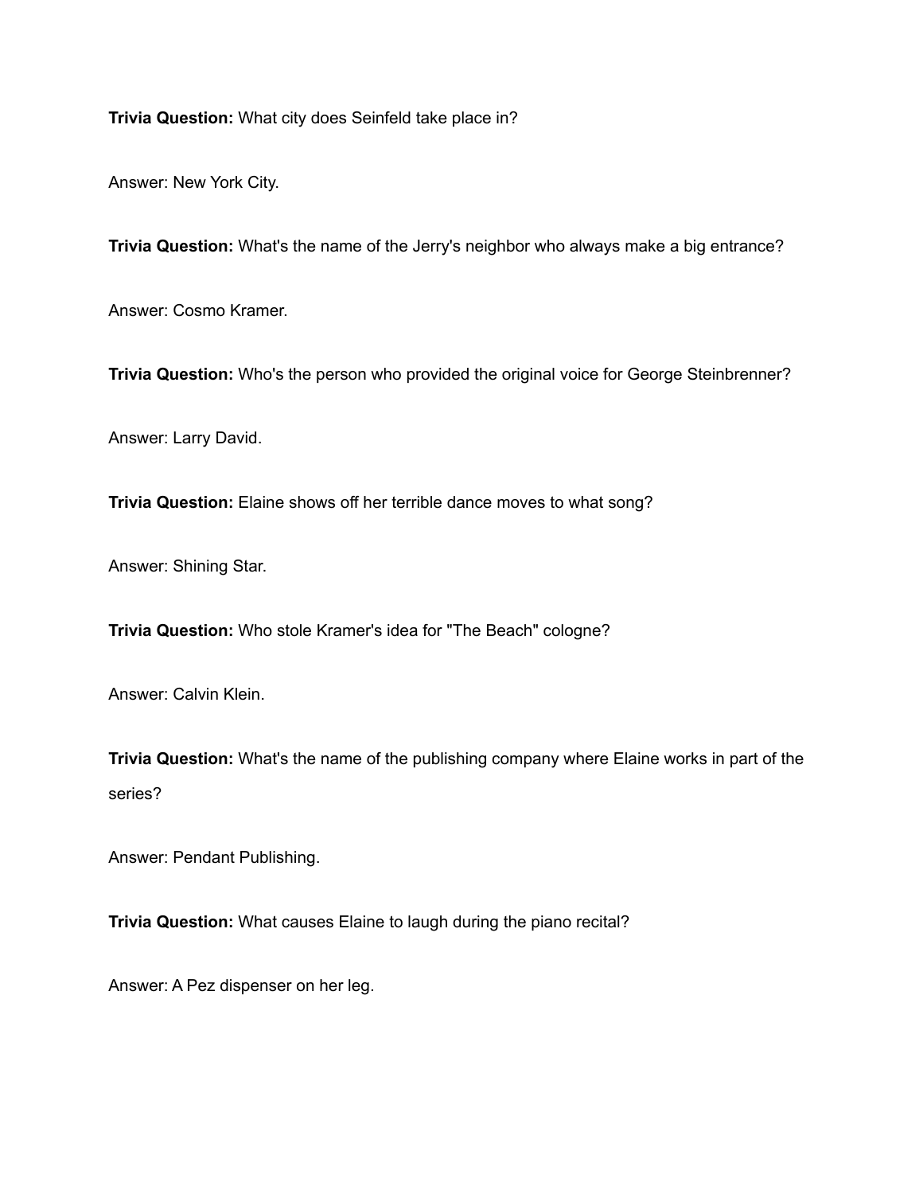**Trivia Question:** What city does Seinfeld take place in?

Answer: New York City.

**Trivia Question:** What's the name of the Jerry's neighbor who always make a big entrance?

Answer: Cosmo Kramer.

**Trivia Question:** Who's the person who provided the original voice for George Steinbrenner?

Answer: Larry David.

**Trivia Question:** Elaine shows off her terrible dance moves to what song?

Answer: Shining Star.

**Trivia Question:** Who stole Kramer's idea for "The Beach" cologne?

Answer: Calvin Klein.

**Trivia Question:** What's the name of the publishing company where Elaine works in part of the series?

Answer: Pendant Publishing.

**Trivia Question:** What causes Elaine to laugh during the piano recital?

Answer: A Pez dispenser on her leg.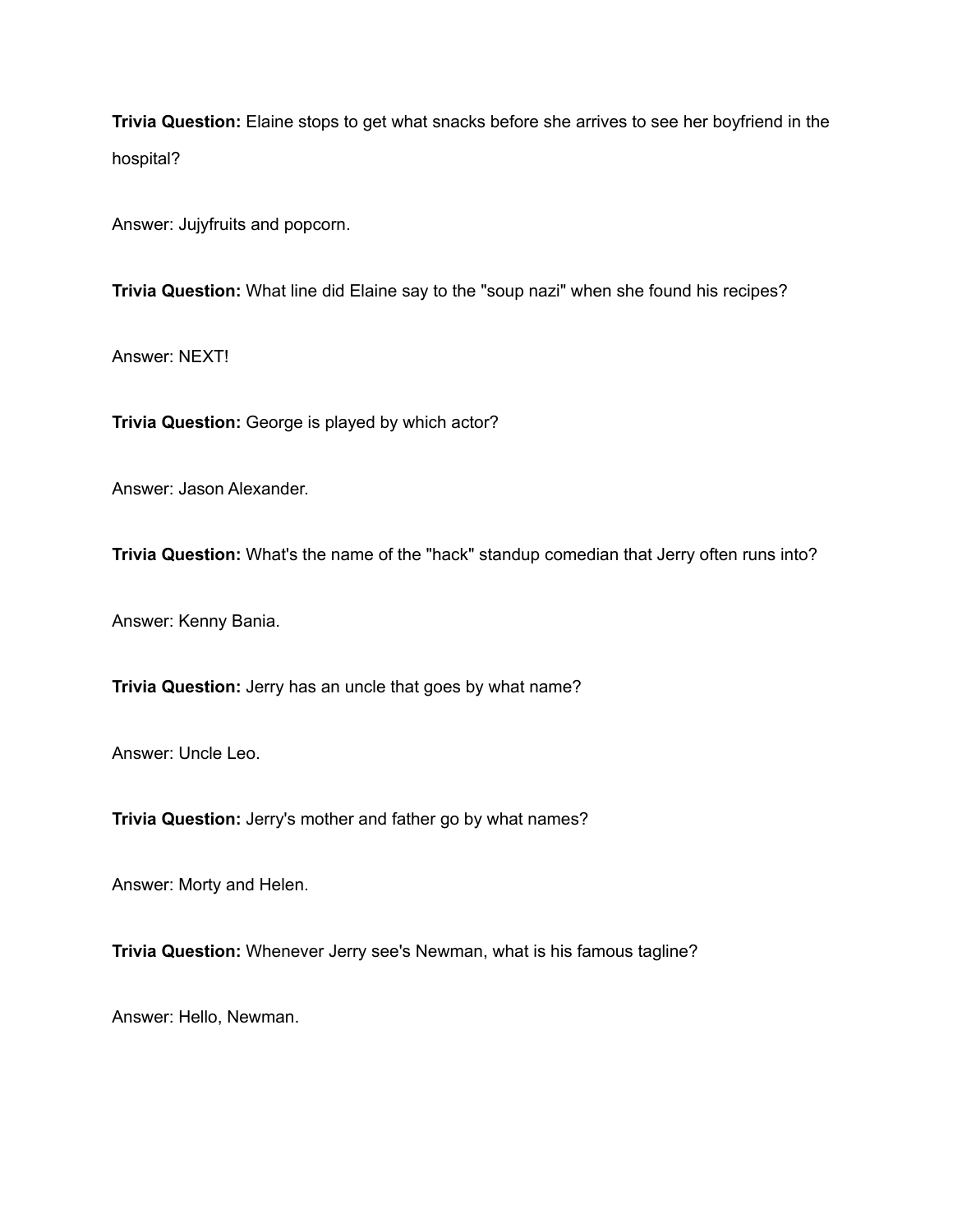**Trivia Question:** Elaine stops to get what snacks before she arrives to see her boyfriend in the hospital?

Answer: Jujyfruits and popcorn.

**Trivia Question:** What line did Elaine say to the "soup nazi" when she found his recipes?

Answer: NEXT!

**Trivia Question:** George is played by which actor?

Answer: Jason Alexander.

**Trivia Question:** What's the name of the "hack" standup comedian that Jerry often runs into?

Answer: Kenny Bania.

**Trivia Question:** Jerry has an uncle that goes by what name?

Answer: Uncle Leo.

**Trivia Question:** Jerry's mother and father go by what names?

Answer: Morty and Helen.

**Trivia Question:** Whenever Jerry see's Newman, what is his famous tagline?

Answer: Hello, Newman.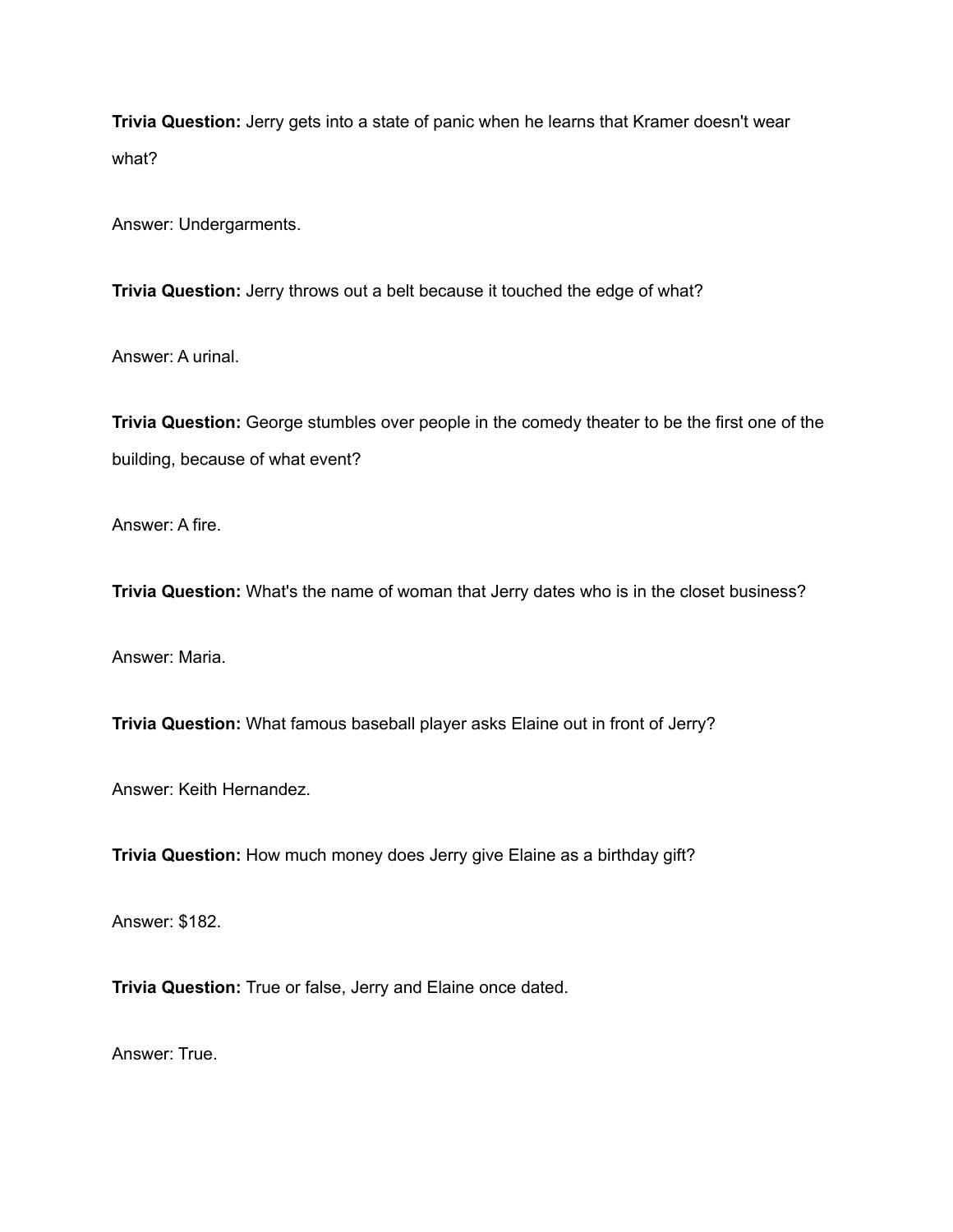**Trivia Question:** Jerry gets into a state of panic when he learns that Kramer doesn't wear what?

Answer: Undergarments.

**Trivia Question:** Jerry throws out a belt because it touched the edge of what?

Answer: A urinal.

**Trivia Question:** George stumbles over people in the comedy theater to be the first one of the building, because of what event?

Answer: A fire.

**Trivia Question:** What's the name of woman that Jerry dates who is in the closet business?

Answer: Maria.

**Trivia Question:** What famous baseball player asks Elaine out in front of Jerry?

Answer: Keith Hernandez.

**Trivia Question:** How much money does Jerry give Elaine as a birthday gift?

Answer: $182.

**Trivia Question:** True or false, Jerry and Elaine once dated.

Answer: True.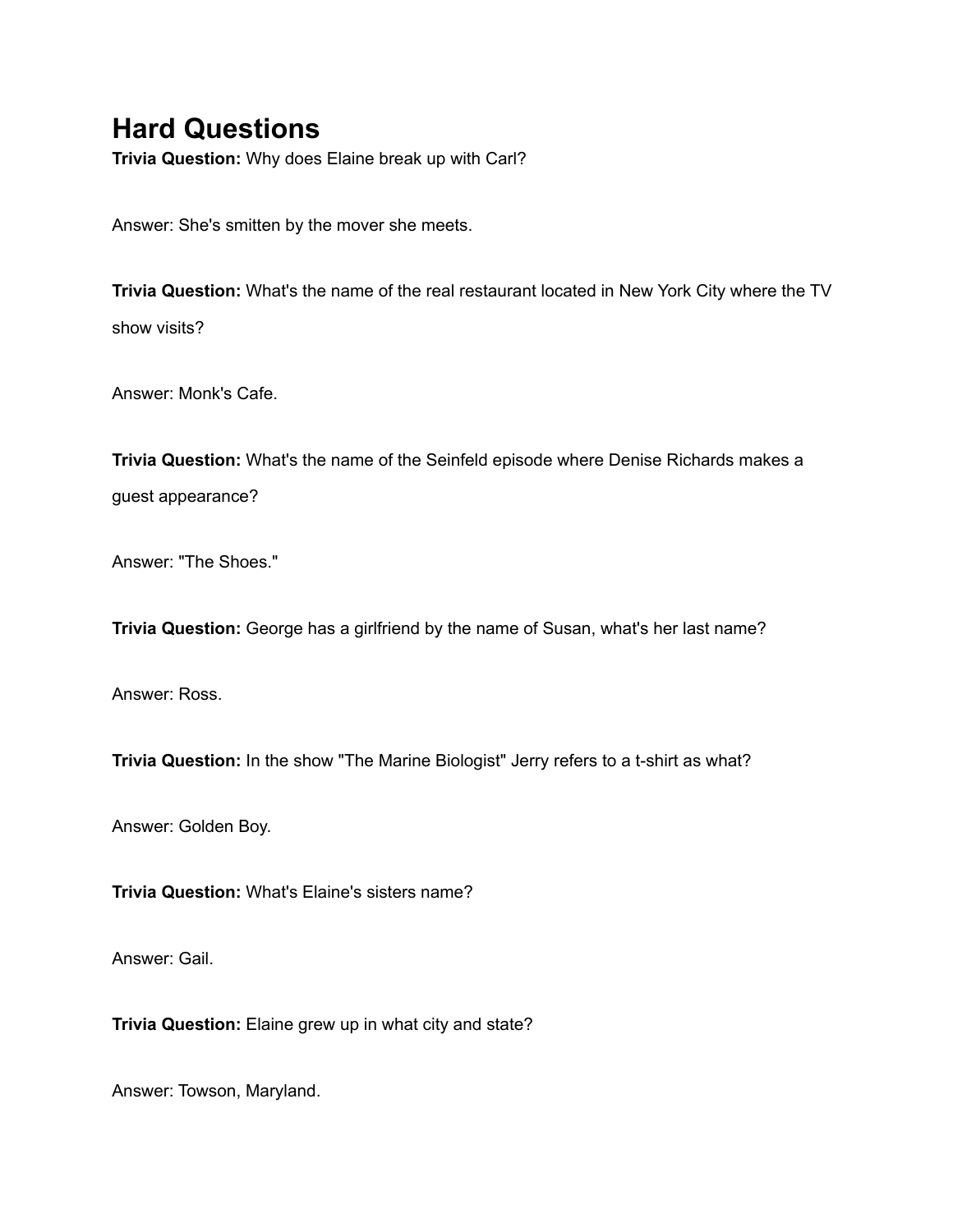# Hard Questions

**Trivia Question:** Why does Elaine break up with Carl?

Answer: She's smitten by the mover she meets.

**Trivia Question:** What's the name of the real restaurant located in New York City where the TV show visits?

Answer: Monk's Cafe.

**Trivia Question:** What's the name of the Seinfeld episode where Denise Richards makes a guest appearance?

Answer: "The Shoes."

**Trivia Question:** George has a girlfriend by the name of Susan, what's her last name?

Answer: Ross.

**Trivia Question:** In the show "The Marine Biologist" Jerry refers to a t-shirt as what?

Answer: Golden Boy.

**Trivia Question:** What's Elaine's sisters name?

Answer: Gail.

**Trivia Question:** Elaine grew up in what city and state?

Answer: Towson, Maryland.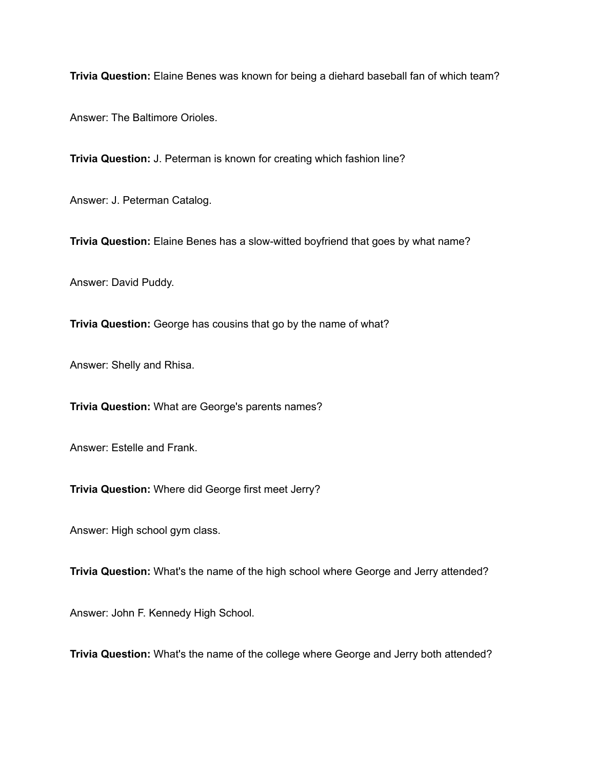**Trivia Question:** Elaine Benes was known for being a diehard baseball fan of which team?

Answer: The Baltimore Orioles.

**Trivia Question:** J. Peterman is known for creating which fashion line?

Answer: J. Peterman Catalog.

**Trivia Question:** Elaine Benes has a slow-witted boyfriend that goes by what name?

Answer: David Puddy.

**Trivia Question:** George has cousins that go by the name of what?

Answer: Shelly and Rhisa.

**Trivia Question:** What are George's parents names?

Answer: Estelle and Frank.

**Trivia Question:** Where did George first meet Jerry?

Answer: High school gym class.

**Trivia Question:** What's the name of the high school where George and Jerry attended?

Answer: John F. Kennedy High School.

**Trivia Question:** What's the name of the college where George and Jerry both attended?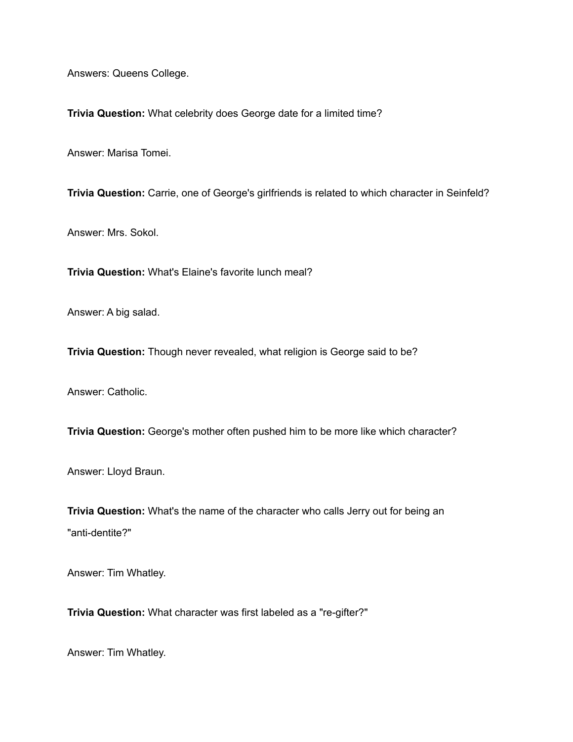Answers: Queens College.

**Trivia Question:** What celebrity does George date for a limited time?

Answer: Marisa Tomei.

**Trivia Question:** Carrie, one of George's girlfriends is related to which character in Seinfeld?

Answer: Mrs. Sokol.

**Trivia Question:** What's Elaine's favorite lunch meal?

Answer: A big salad.

**Trivia Question:** Though never revealed, what religion is George said to be?

Answer: Catholic.

**Trivia Question:** George's mother often pushed him to be more like which character?

Answer: Lloyd Braun.

**Trivia Question:** What's the name of the character who calls Jerry out for being an "anti-dentite?"

Answer: Tim Whatley.

**Trivia Question:** What character was first labeled as a "re-gifter?"

Answer: Tim Whatley.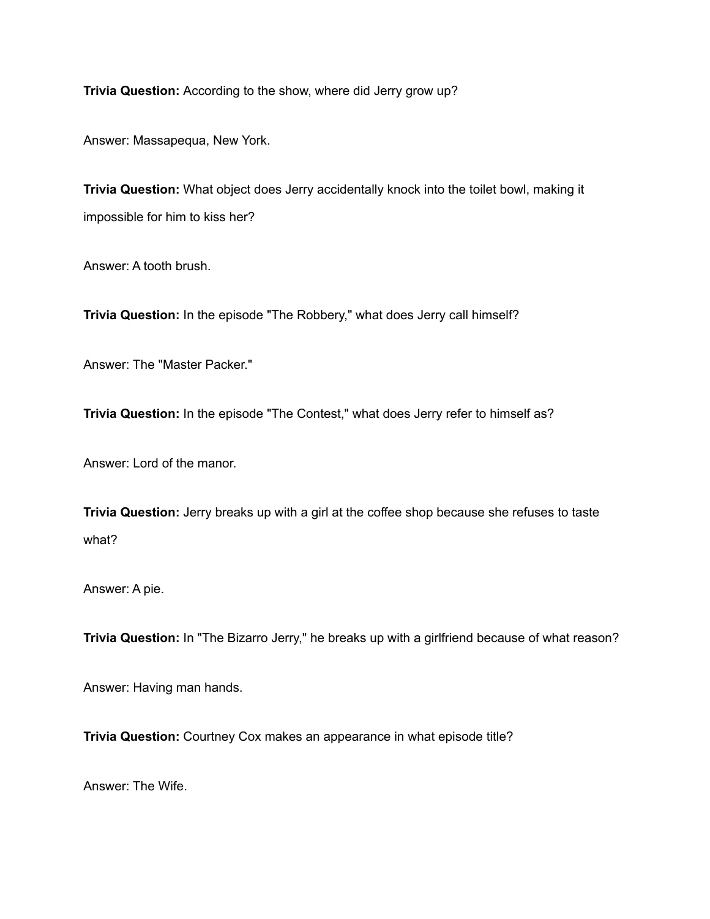**Trivia Question:** According to the show, where did Jerry grow up?

Answer: Massapequa, New York.

**Trivia Question:** What object does Jerry accidentally knock into the toilet bowl, making it impossible for him to kiss her?

Answer: A tooth brush.

**Trivia Question:** In the episode "The Robbery," what does Jerry call himself?

Answer: The "Master Packer."

**Trivia Question:** In the episode "The Contest," what does Jerry refer to himself as?

Answer: Lord of the manor.

**Trivia Question:** Jerry breaks up with a girl at the coffee shop because she refuses to taste what?

Answer: A pie.

**Trivia Question:** In "The Bizarro Jerry," he breaks up with a girlfriend because of what reason?

Answer: Having man hands.

**Trivia Question:** Courtney Cox makes an appearance in what episode title?

Answer: The Wife.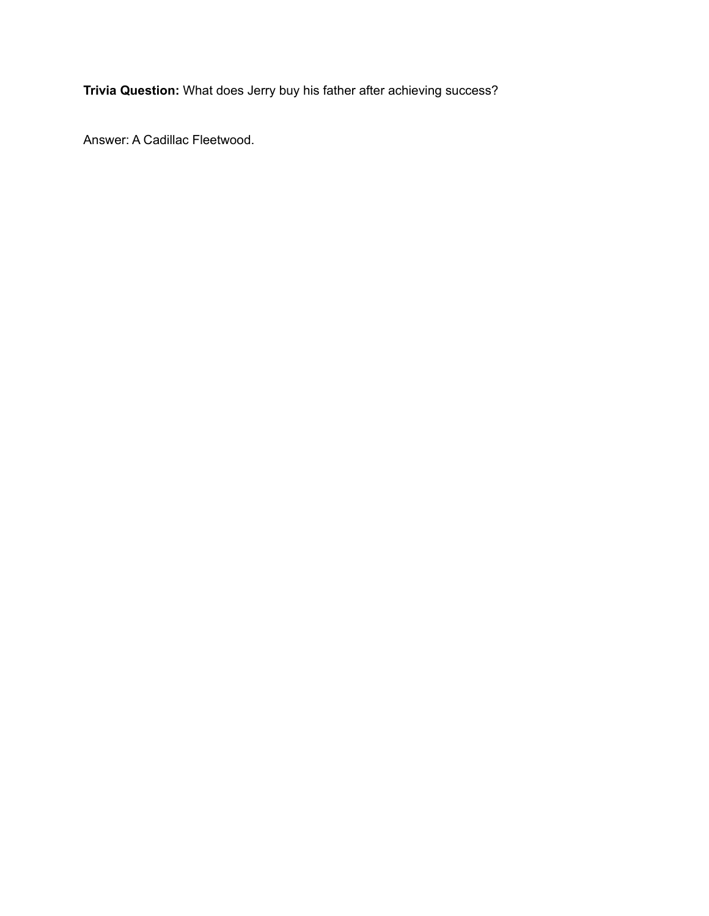**Trivia Question:** What does Jerry buy his father after achieving success?

Answer: A Cadillac Fleetwood.